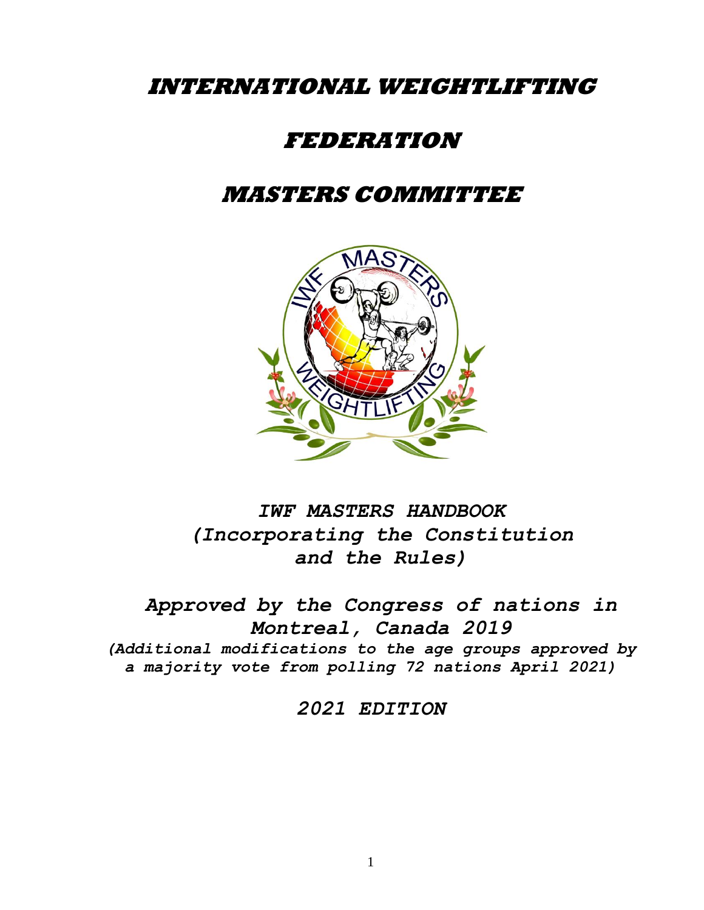# *INTERNATIONAL WEIGHTLIFTING*

# *FEDERATION*

# *MASTERS COMMITTEE*

***IWF MASTERS HANDBOOK***
***(Incorporating the Constitution and the Rules)***

***Approved by the Congress of nations in Montreal, Canada 2019***
***(Additional modifications to the age groups approved by a majority vote from polling 72 nations April 2021)***

***2021 EDITION***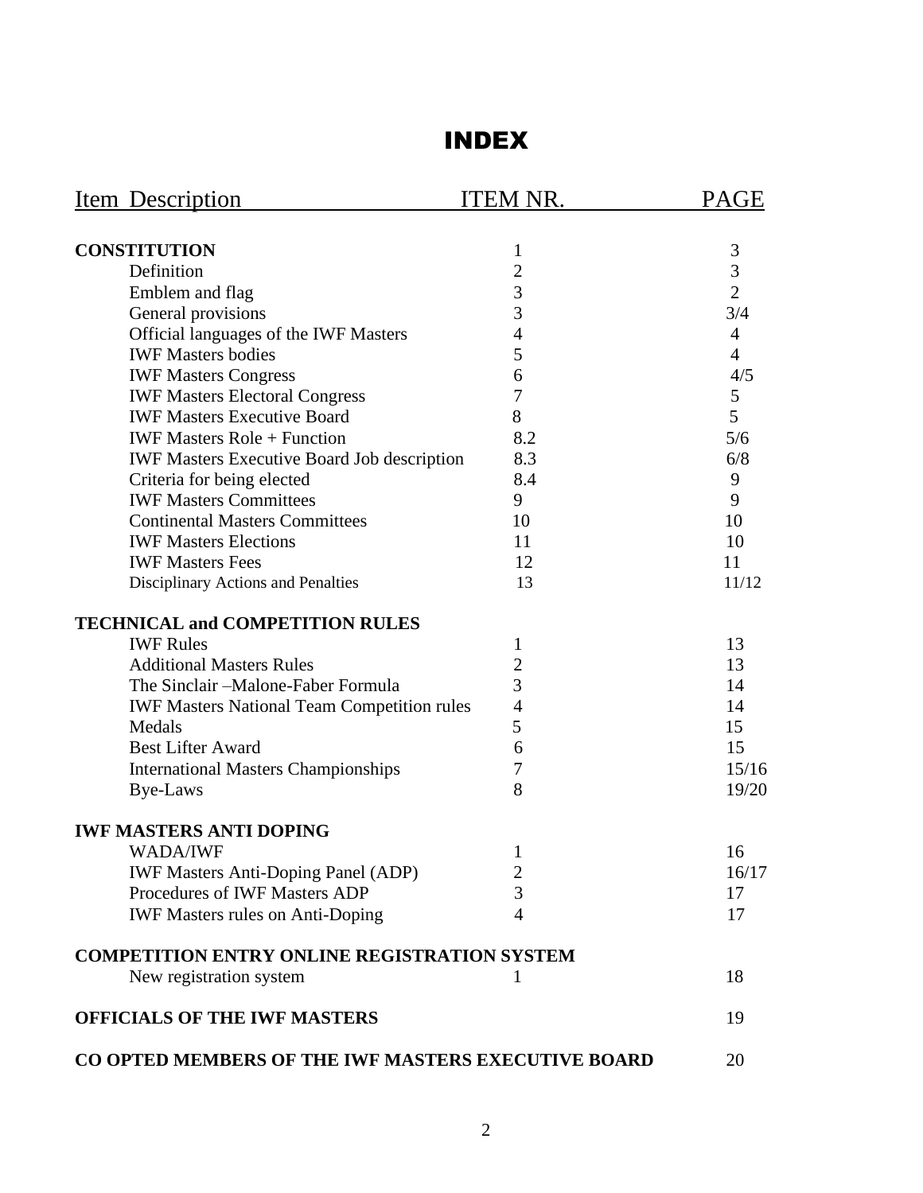# INDEX

| Item Description | ITEM NR. | PAGE |
|---|---|---|
| **CONSTITUTION** | 1 | 3 |
| Definition | 2 | 3 |
| Emblem and flag | 3 | 2 |
| General provisions | 3 | 3/4 |
| Official languages of the IWF Masters | 4 | 4 |
| IWF Masters bodies | 5 | 4 |
| IWF Masters Congress | 6 | 4/5 |
| IWF Masters Electoral Congress | 7 | 5 |
| IWF Masters Executive Board | 8 | 5 |
| IWF Masters Role + Function | 8.2 | 5/6 |
| IWF Masters Executive Board Job description | 8.3 | 6/8 |
| Criteria for being elected | 8.4 | 9 |
| IWF Masters Committees | 9 | 9 |
| Continental Masters Committees | 10 | 10 |
| IWF Masters Elections | 11 | 10 |
| IWF Masters Fees | 12 | 11 |
| Disciplinary Actions and Penalties | 13 | 11/12 |
| **TECHNICAL and COMPETITION RULES** | | |
| IWF Rules | 1 | 13 |
| Additional Masters Rules | 2 | 13 |
| The Sinclair –Malone-Faber Formula | 3 | 14 |
| IWF Masters National Team Competition rules | 4 | 14 |
| Medals | 5 | 15 |
| Best Lifter Award | 6 | 15 |
| International Masters Championships | 7 | 15/16 |
| Bye-Laws | 8 | 19/20 |
| **IWF MASTERS ANTI DOPING** | | |
| WADA/IWF | 1 | 16 |
| IWF Masters Anti-Doping Panel (ADP) | 2 | 16/17 |
| Procedures of IWF Masters ADP | 3 | 17 |
| IWF Masters rules on Anti-Doping | 4 | 17 |
| **COMPETITION ENTRY ONLINE REGISTRATION SYSTEM** | | |
| New registration system | 1 | 18 |
| **OFFICIALS OF THE IWF MASTERS** | | 19 |
| **CO OPTED MEMBERS OF THE IWF MASTERS EXECUTIVE BOARD** | | 20 |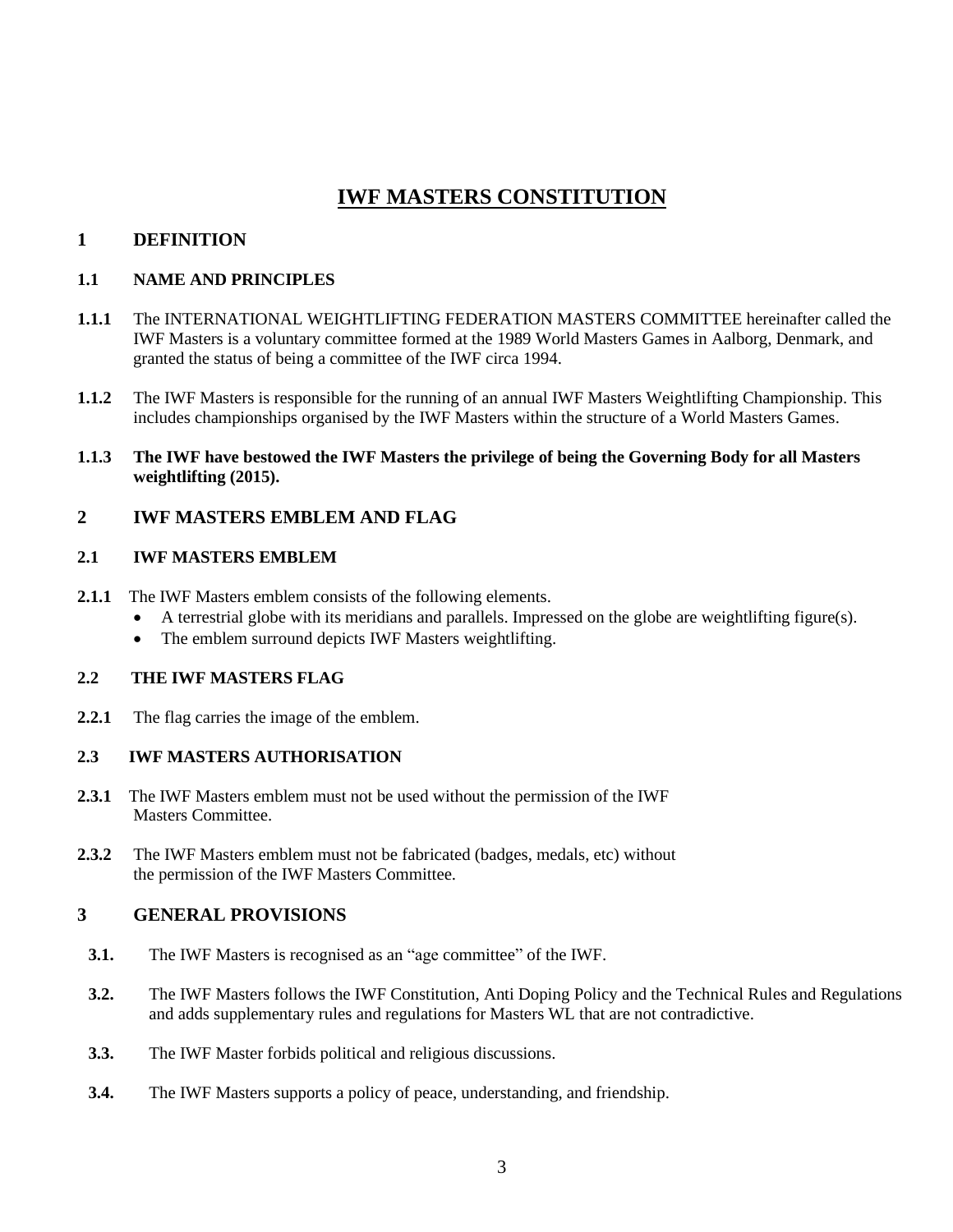# IWF MASTERS CONSTITUTION

## 1 DEFINITION

### 1.1 NAME AND PRINCIPLES

**1.1.1** The INTERNATIONAL WEIGHTLIFTING FEDERATION MASTERS COMMITTEE hereinafter called the IWF Masters is a voluntary committee formed at the 1989 World Masters Games in Aalborg, Denmark, and granted the status of being a committee of the IWF circa 1994.

**1.1.2** The IWF Masters is responsible for the running of an annual IWF Masters Weightlifting Championship. This includes championships organised by the IWF Masters within the structure of a World Masters Games.

**1.1.3 The IWF have bestowed the IWF Masters the privilege of being the Governing Body for all Masters weightlifting (2015).**

## 2 IWF MASTERS EMBLEM AND FLAG

### 2.1 IWF MASTERS EMBLEM

**2.1.1** The IWF Masters emblem consists of the following elements.

- A terrestrial globe with its meridians and parallels. Impressed on the globe are weightlifting figure(s).
- The emblem surround depicts IWF Masters weightlifting.

### 2.2 THE IWF MASTERS FLAG

**2.2.1** The flag carries the image of the emblem.

### 2.3 IWF MASTERS AUTHORISATION

**2.3.1** The IWF Masters emblem must not be used without the permission of the IWF Masters Committee.

**2.3.2** The IWF Masters emblem must not be fabricated (badges, medals, etc) without the permission of the IWF Masters Committee.

## 3 GENERAL PROVISIONS

**3.1.** The IWF Masters is recognised as an "age committee" of the IWF.

**3.2.** The IWF Masters follows the IWF Constitution, Anti Doping Policy and the Technical Rules and Regulations and adds supplementary rules and regulations for Masters WL that are not contradictive.

**3.3.** The IWF Master forbids political and religious discussions.

**3.4.** The IWF Masters supports a policy of peace, understanding, and friendship.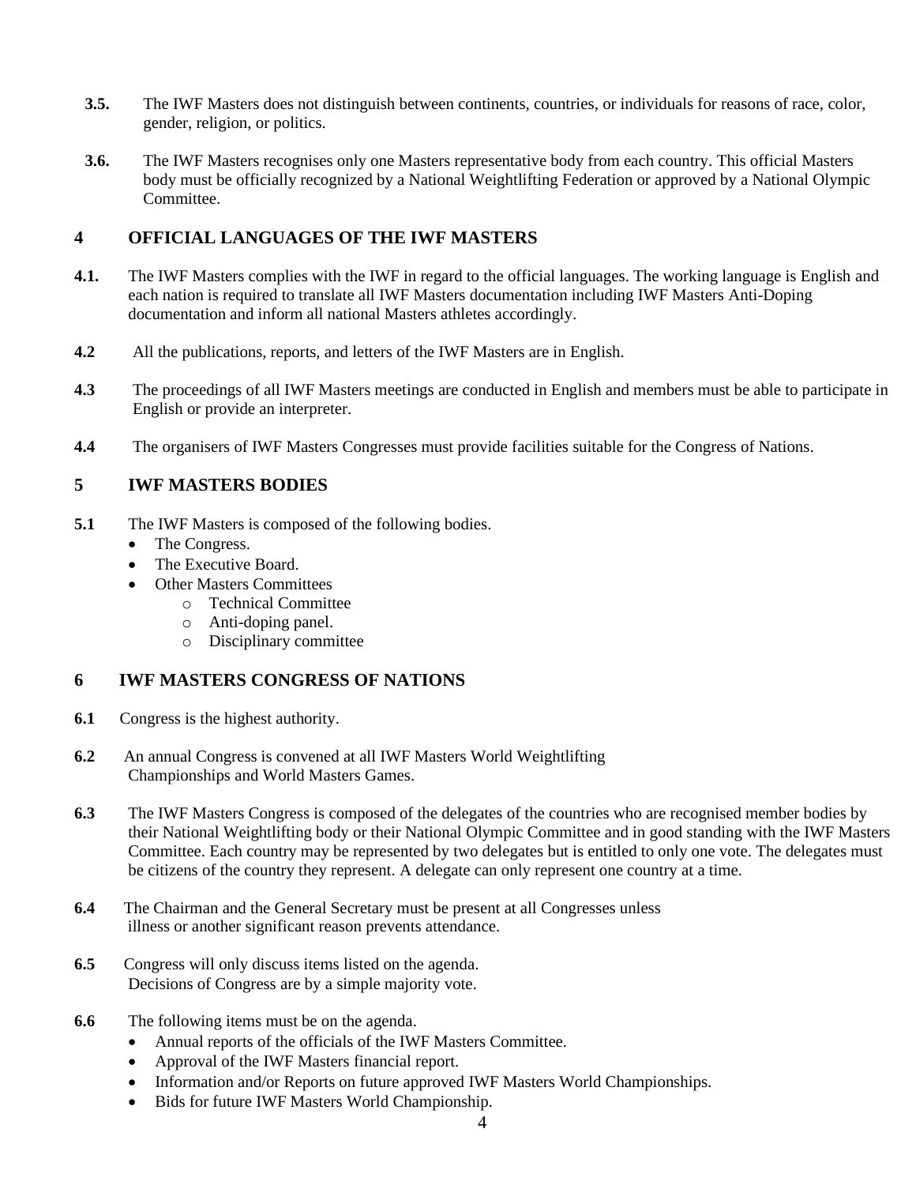**3.5.** The IWF Masters does not distinguish between continents, countries, or individuals for reasons of race, color, gender, religion, or politics.

**3.6.** The IWF Masters recognises only one Masters representative body from each country. This official Masters body must be officially recognized by a National Weightlifting Federation or approved by a National Olympic Committee.

## 4 OFFICIAL LANGUAGES OF THE IWF MASTERS

**4.1.** The IWF Masters complies with the IWF in regard to the official languages. The working language is English and each nation is required to translate all IWF Masters documentation including IWF Masters Anti-Doping documentation and inform all national Masters athletes accordingly.

**4.2** All the publications, reports, and letters of the IWF Masters are in English.

**4.3** The proceedings of all IWF Masters meetings are conducted in English and members must be able to participate in English or provide an interpreter.

**4.4** The organisers of IWF Masters Congresses must provide facilities suitable for the Congress of Nations.

## 5 IWF MASTERS BODIES

**5.1** The IWF Masters is composed of the following bodies.

- The Congress.
- The Executive Board.
- Other Masters Committees
  - Technical Committee
  - Anti-doping panel.
  - Disciplinary committee

## 6 IWF MASTERS CONGRESS OF NATIONS

**6.1** Congress is the highest authority.

**6.2** An annual Congress is convened at all IWF Masters World Weightlifting Championships and World Masters Games.

**6.3** The IWF Masters Congress is composed of the delegates of the countries who are recognised member bodies by their National Weightlifting body or their National Olympic Committee and in good standing with the IWF Masters Committee. Each country may be represented by two delegates but is entitled to only one vote. The delegates must be citizens of the country they represent. A delegate can only represent one country at a time.

**6.4** The Chairman and the General Secretary must be present at all Congresses unless illness or another significant reason prevents attendance.

**6.5** Congress will only discuss items listed on the agenda. Decisions of Congress are by a simple majority vote.

**6.6** The following items must be on the agenda.

- Annual reports of the officials of the IWF Masters Committee.
- Approval of the IWF Masters financial report.
- Information and/or Reports on future approved IWF Masters World Championships.
- Bids for future IWF Masters World Championship.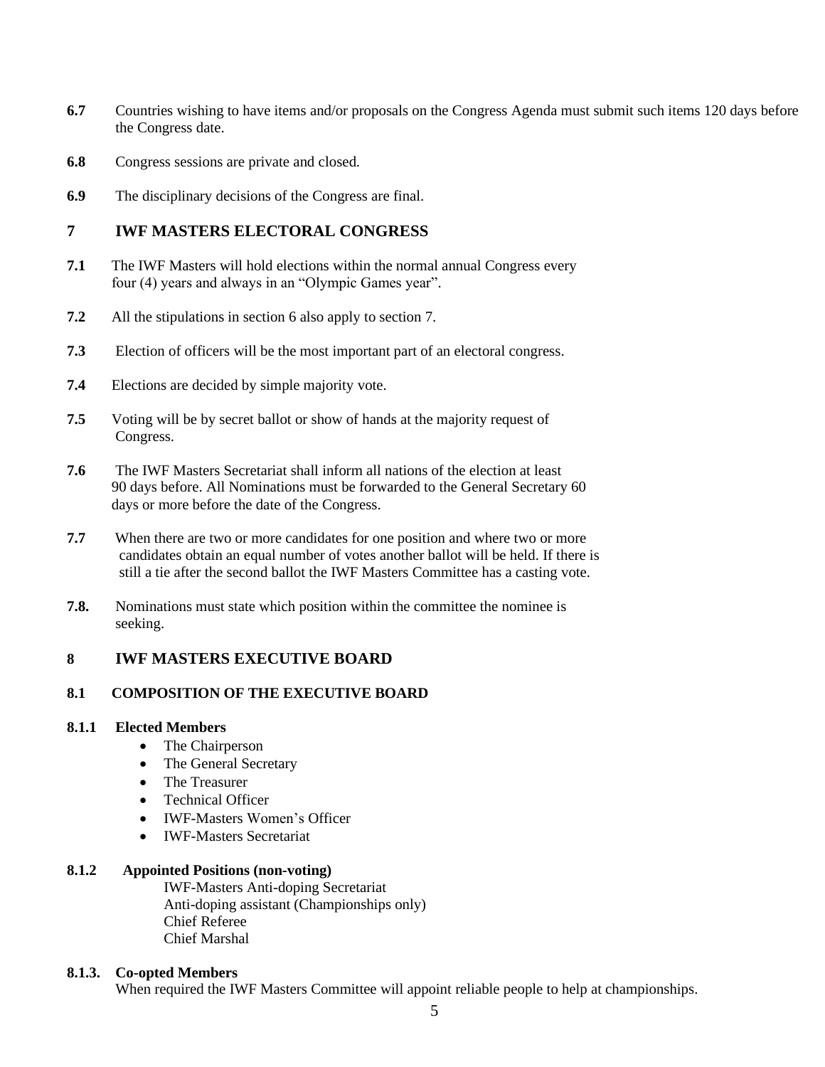**6.7** Countries wishing to have items and/or proposals on the Congress Agenda must submit such items 120 days before the Congress date.

**6.8** Congress sessions are private and closed.

**6.9** The disciplinary decisions of the Congress are final.

## 7 IWF MASTERS ELECTORAL CONGRESS

**7.1** The IWF Masters will hold elections within the normal annual Congress every four (4) years and always in an "Olympic Games year".

**7.2** All the stipulations in section 6 also apply to section 7.

**7.3** Election of officers will be the most important part of an electoral congress.

**7.4** Elections are decided by simple majority vote.

**7.5** Voting will be by secret ballot or show of hands at the majority request of Congress.

**7.6** The IWF Masters Secretariat shall inform all nations of the election at least 90 days before. All Nominations must be forwarded to the General Secretary 60 days or more before the date of the Congress.

**7.7** When there are two or more candidates for one position and where two or more candidates obtain an equal number of votes another ballot will be held. If there is still a tie after the second ballot the IWF Masters Committee has a casting vote.

**7.8.** Nominations must state which position within the committee the nominee is seeking.

## 8 IWF MASTERS EXECUTIVE BOARD

### 8.1 COMPOSITION OF THE EXECUTIVE BOARD

**8.1.1 Elected Members**

- The Chairperson
- The General Secretary
- The Treasurer
- Technical Officer
- IWF-Masters Women's Officer
- IWF-Masters Secretariat

**8.1.2 Appointed Positions (non-voting)**

IWF-Masters Anti-doping Secretariat
Anti-doping assistant (Championships only)
Chief Referee
Chief Marshal

**8.1.3. Co-opted Members**

When required the IWF Masters Committee will appoint reliable people to help at championships.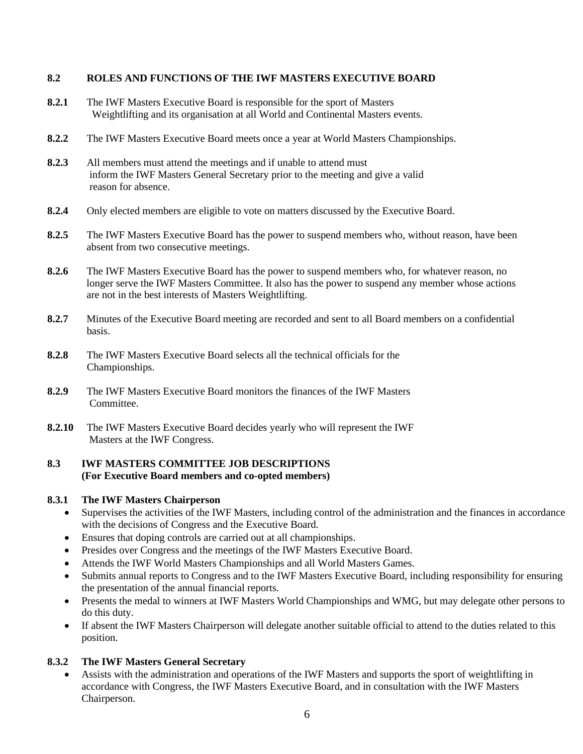## 8.2 ROLES AND FUNCTIONS OF THE IWF MASTERS EXECUTIVE BOARD

**8.2.1** The IWF Masters Executive Board is responsible for the sport of Masters Weightlifting and its organisation at all World and Continental Masters events.

**8.2.2** The IWF Masters Executive Board meets once a year at World Masters Championships.

**8.2.3** All members must attend the meetings and if unable to attend must inform the IWF Masters General Secretary prior to the meeting and give a valid reason for absence.

**8.2.4** Only elected members are eligible to vote on matters discussed by the Executive Board.

**8.2.5** The IWF Masters Executive Board has the power to suspend members who, without reason, have been absent from two consecutive meetings.

**8.2.6** The IWF Masters Executive Board has the power to suspend members who, for whatever reason, no longer serve the IWF Masters Committee. It also has the power to suspend any member whose actions are not in the best interests of Masters Weightlifting.

**8.2.7** Minutes of the Executive Board meeting are recorded and sent to all Board members on a confidential basis.

**8.2.8** The IWF Masters Executive Board selects all the technical officials for the Championships.

**8.2.9** The IWF Masters Executive Board monitors the finances of the IWF Masters Committee.

**8.2.10** The IWF Masters Executive Board decides yearly who will represent the IWF Masters at the IWF Congress.

## 8.3 IWF MASTERS COMMITTEE JOB DESCRIPTIONS
**(For Executive Board members and co-opted members)**

### 8.3.1 The IWF Masters Chairperson

- Supervises the activities of the IWF Masters, including control of the administration and the finances in accordance with the decisions of Congress and the Executive Board.
- Ensures that doping controls are carried out at all championships.
- Presides over Congress and the meetings of the IWF Masters Executive Board.
- Attends the IWF World Masters Championships and all World Masters Games.
- Submits annual reports to Congress and to the IWF Masters Executive Board, including responsibility for ensuring the presentation of the annual financial reports.
- Presents the medal to winners at IWF Masters World Championships and WMG, but may delegate other persons to do this duty.
- If absent the IWF Masters Chairperson will delegate another suitable official to attend to the duties related to this position.

### 8.3.2 The IWF Masters General Secretary

- Assists with the administration and operations of the IWF Masters and supports the sport of weightlifting in accordance with Congress, the IWF Masters Executive Board, and in consultation with the IWF Masters Chairperson.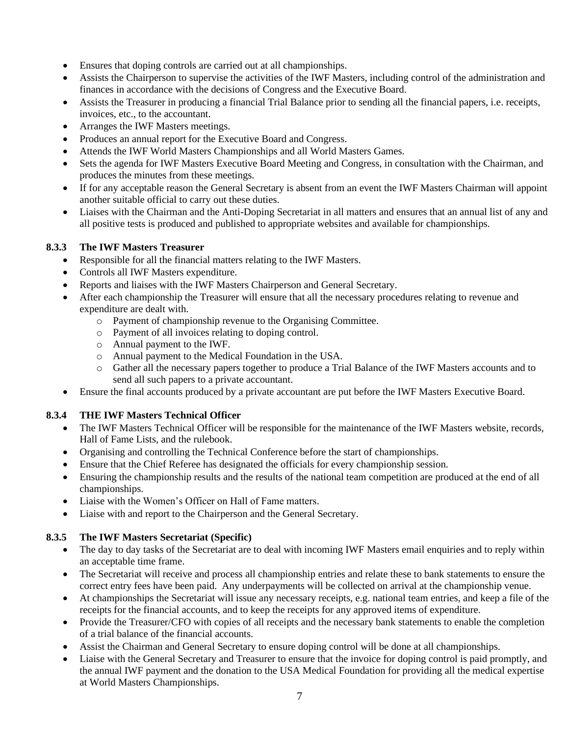- Ensures that doping controls are carried out at all championships.
- Assists the Chairperson to supervise the activities of the IWF Masters, including control of the administration and finances in accordance with the decisions of Congress and the Executive Board.
- Assists the Treasurer in producing a financial Trial Balance prior to sending all the financial papers, i.e. receipts, invoices, etc., to the accountant.
- Arranges the IWF Masters meetings.
- Produces an annual report for the Executive Board and Congress.
- Attends the IWF World Masters Championships and all World Masters Games.
- Sets the agenda for IWF Masters Executive Board Meeting and Congress, in consultation with the Chairman, and produces the minutes from these meetings.
- If for any acceptable reason the General Secretary is absent from an event the IWF Masters Chairman will appoint another suitable official to carry out these duties.
- Liaises with the Chairman and the Anti-Doping Secretariat in all matters and ensures that an annual list of any and all positive tests is produced and published to appropriate websites and available for championships.

### 8.3.3 The IWF Masters Treasurer

- Responsible for all the financial matters relating to the IWF Masters.
- Controls all IWF Masters expenditure.
- Reports and liaises with the IWF Masters Chairperson and General Secretary.
- After each championship the Treasurer will ensure that all the necessary procedures relating to revenue and expenditure are dealt with.
  - Payment of championship revenue to the Organising Committee.
  - Payment of all invoices relating to doping control.
  - Annual payment to the IWF.
  - Annual payment to the Medical Foundation in the USA.
  - Gather all the necessary papers together to produce a Trial Balance of the IWF Masters accounts and to send all such papers to a private accountant.
- Ensure the final accounts produced by a private accountant are put before the IWF Masters Executive Board.

### 8.3.4 THE IWF Masters Technical Officer

- The IWF Masters Technical Officer will be responsible for the maintenance of the IWF Masters website, records, Hall of Fame Lists, and the rulebook.
- Organising and controlling the Technical Conference before the start of championships.
- Ensure that the Chief Referee has designated the officials for every championship session.
- Ensuring the championship results and the results of the national team competition are produced at the end of all championships.
- Liaise with the Women's Officer on Hall of Fame matters.
- Liaise with and report to the Chairperson and the General Secretary.

### 8.3.5 The IWF Masters Secretariat (Specific)

- The day to day tasks of the Secretariat are to deal with incoming IWF Masters email enquiries and to reply within an acceptable time frame.
- The Secretariat will receive and process all championship entries and relate these to bank statements to ensure the correct entry fees have been paid. Any underpayments will be collected on arrival at the championship venue.
- At championships the Secretariat will issue any necessary receipts, e.g. national team entries, and keep a file of the receipts for the financial accounts, and to keep the receipts for any approved items of expenditure.
- Provide the Treasurer/CFO with copies of all receipts and the necessary bank statements to enable the completion of a trial balance of the financial accounts.
- Assist the Chairman and General Secretary to ensure doping control will be done at all championships.
- Liaise with the General Secretary and Treasurer to ensure that the invoice for doping control is paid promptly, and the annual IWF payment and the donation to the USA Medical Foundation for providing all the medical expertise at World Masters Championships.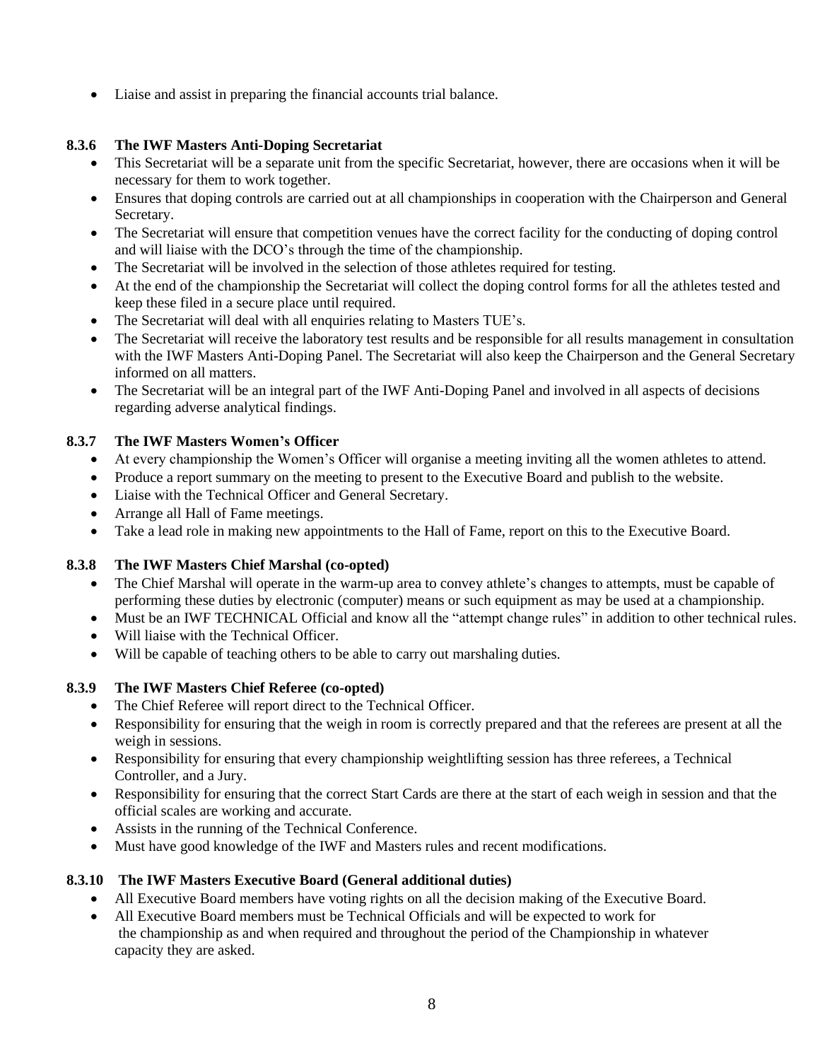- Liaise and assist in preparing the financial accounts trial balance.

### 8.3.6 The IWF Masters Anti-Doping Secretariat

- This Secretariat will be a separate unit from the specific Secretariat, however, there are occasions when it will be necessary for them to work together.
- Ensures that doping controls are carried out at all championships in cooperation with the Chairperson and General Secretary.
- The Secretariat will ensure that competition venues have the correct facility for the conducting of doping control and will liaise with the DCO's through the time of the championship.
- The Secretariat will be involved in the selection of those athletes required for testing.
- At the end of the championship the Secretariat will collect the doping control forms for all the athletes tested and keep these filed in a secure place until required.
- The Secretariat will deal with all enquiries relating to Masters TUE's.
- The Secretariat will receive the laboratory test results and be responsible for all results management in consultation with the IWF Masters Anti-Doping Panel. The Secretariat will also keep the Chairperson and the General Secretary informed on all matters.
- The Secretariat will be an integral part of the IWF Anti-Doping Panel and involved in all aspects of decisions regarding adverse analytical findings.

### 8.3.7 The IWF Masters Women's Officer

- At every championship the Women's Officer will organise a meeting inviting all the women athletes to attend.
- Produce a report summary on the meeting to present to the Executive Board and publish to the website.
- Liaise with the Technical Officer and General Secretary.
- Arrange all Hall of Fame meetings.
- Take a lead role in making new appointments to the Hall of Fame, report on this to the Executive Board.

### 8.3.8 The IWF Masters Chief Marshal (co-opted)

- The Chief Marshal will operate in the warm-up area to convey athlete's changes to attempts, must be capable of performing these duties by electronic (computer) means or such equipment as may be used at a championship.
- Must be an IWF TECHNICAL Official and know all the "attempt change rules" in addition to other technical rules.
- Will liaise with the Technical Officer.
- Will be capable of teaching others to be able to carry out marshaling duties.

### 8.3.9 The IWF Masters Chief Referee (co-opted)

- The Chief Referee will report direct to the Technical Officer.
- Responsibility for ensuring that the weigh in room is correctly prepared and that the referees are present at all the weigh in sessions.
- Responsibility for ensuring that every championship weightlifting session has three referees, a Technical Controller, and a Jury.
- Responsibility for ensuring that the correct Start Cards are there at the start of each weigh in session and that the official scales are working and accurate.
- Assists in the running of the Technical Conference.
- Must have good knowledge of the IWF and Masters rules and recent modifications.

### 8.3.10 The IWF Masters Executive Board (General additional duties)

- All Executive Board members have voting rights on all the decision making of the Executive Board.
- All Executive Board members must be Technical Officials and will be expected to work for the championship as and when required and throughout the period of the Championship in whatever capacity they are asked.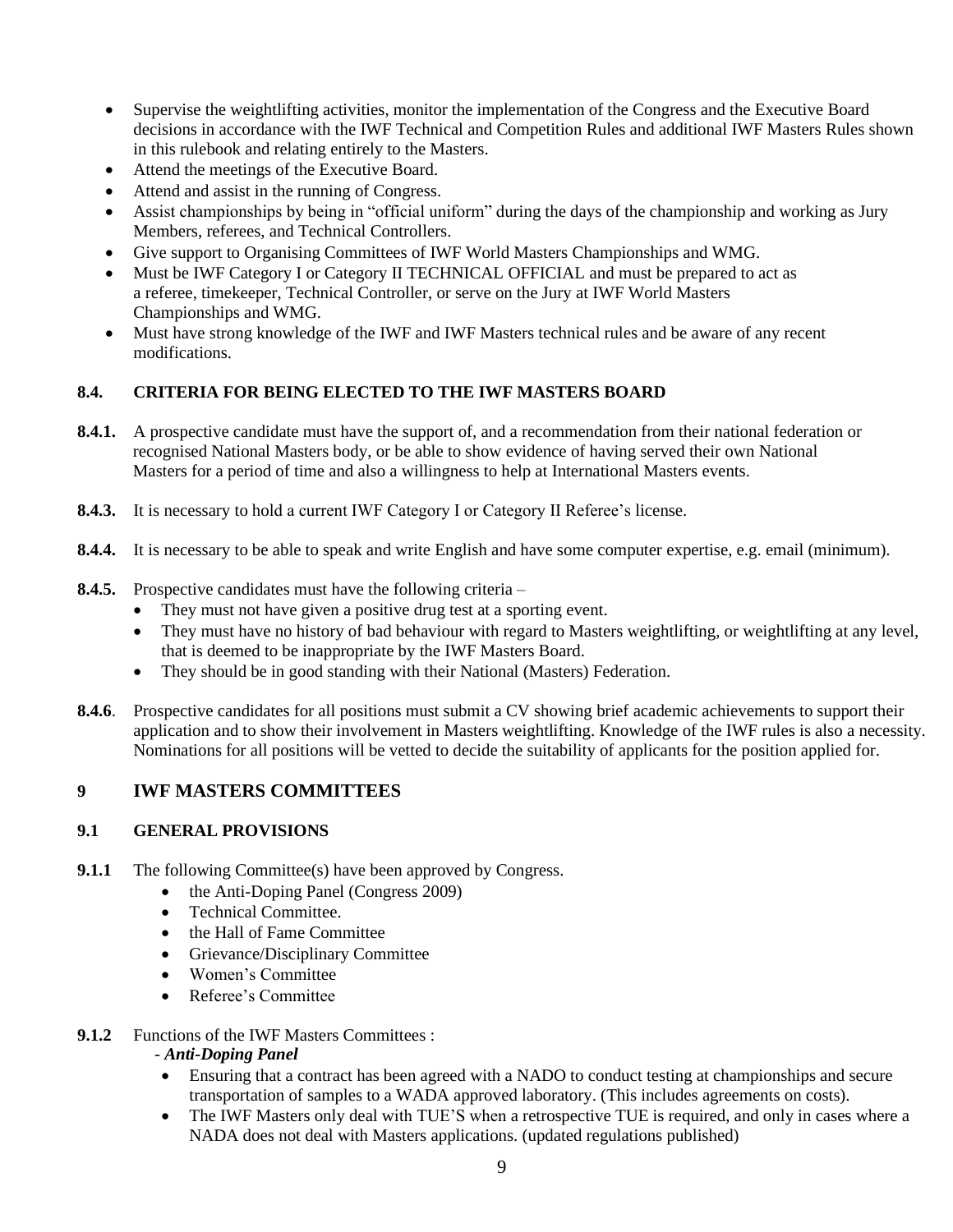- Supervise the weightlifting activities, monitor the implementation of the Congress and the Executive Board decisions in accordance with the IWF Technical and Competition Rules and additional IWF Masters Rules shown in this rulebook and relating entirely to the Masters.
- Attend the meetings of the Executive Board.
- Attend and assist in the running of Congress.
- Assist championships by being in "official uniform" during the days of the championship and working as Jury Members, referees, and Technical Controllers.
- Give support to Organising Committees of IWF World Masters Championships and WMG.
- Must be IWF Category I or Category II TECHNICAL OFFICIAL and must be prepared to act as a referee, timekeeper, Technical Controller, or serve on the Jury at IWF World Masters Championships and WMG.
- Must have strong knowledge of the IWF and IWF Masters technical rules and be aware of any recent modifications.

### 8.4. CRITERIA FOR BEING ELECTED TO THE IWF MASTERS BOARD

**8.4.1.** A prospective candidate must have the support of, and a recommendation from their national federation or recognised National Masters body, or be able to show evidence of having served their own National Masters for a period of time and also a willingness to help at International Masters events.

**8.4.3.** It is necessary to hold a current IWF Category I or Category II Referee's license.

**8.4.4.** It is necessary to be able to speak and write English and have some computer expertise, e.g. email (minimum).

**8.4.5.** Prospective candidates must have the following criteria –

- They must not have given a positive drug test at a sporting event.
- They must have no history of bad behaviour with regard to Masters weightlifting, or weightlifting at any level, that is deemed to be inappropriate by the IWF Masters Board.
- They should be in good standing with their National (Masters) Federation.

**8.4.6**. Prospective candidates for all positions must submit a CV showing brief academic achievements to support their application and to show their involvement in Masters weightlifting. Knowledge of the IWF rules is also a necessity. Nominations for all positions will be vetted to decide the suitability of applicants for the position applied for.

## 9 IWF MASTERS COMMITTEES

### 9.1 GENERAL PROVISIONS

**9.1.1** The following Committee(s) have been approved by Congress.

- the Anti-Doping Panel (Congress 2009)
- Technical Committee.
- the Hall of Fame Committee
- Grievance/Disciplinary Committee
- Women's Committee
- Referee's Committee

**9.1.2** Functions of the IWF Masters Committees :

- ***Anti-Doping Panel***

- Ensuring that a contract has been agreed with a NADO to conduct testing at championships and secure transportation of samples to a WADA approved laboratory. (This includes agreements on costs).
- The IWF Masters only deal with TUE'S when a retrospective TUE is required, and only in cases where a NADA does not deal with Masters applications. (updated regulations published)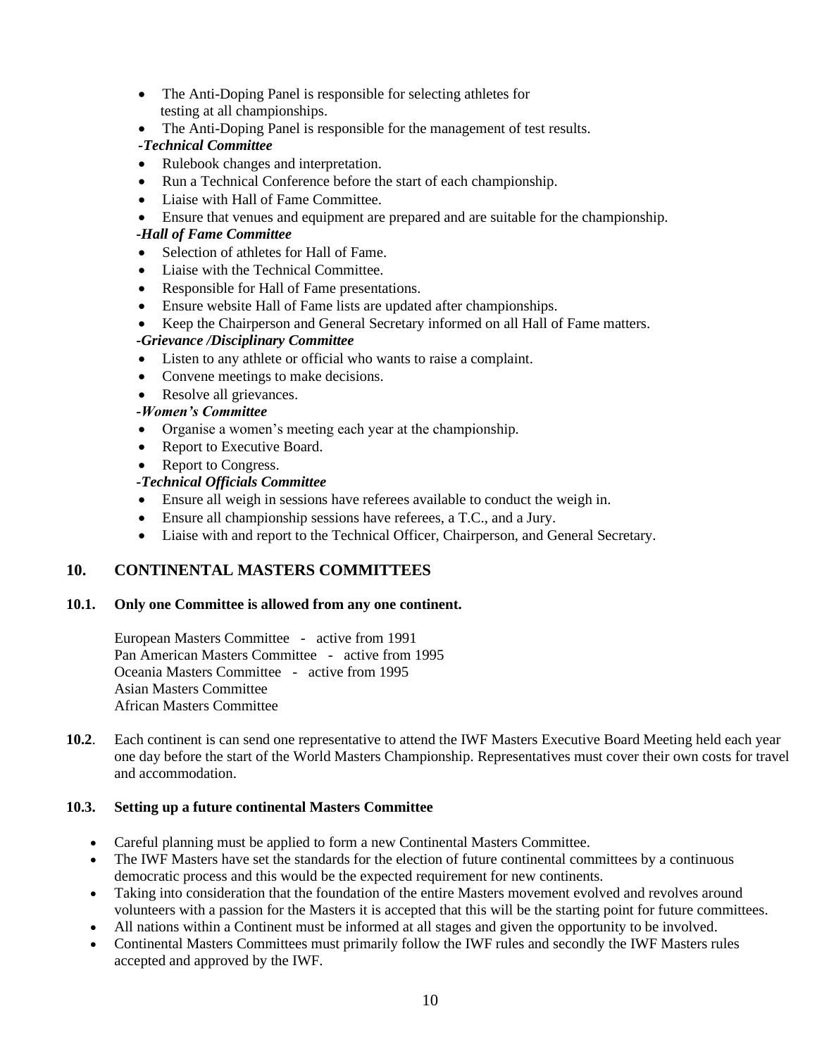- The Anti-Doping Panel is responsible for selecting athletes for testing at all championships.
- The Anti-Doping Panel is responsible for the management of test results.

***-Technical Committee***

- Rulebook changes and interpretation.
- Run a Technical Conference before the start of each championship.
- Liaise with Hall of Fame Committee.
- Ensure that venues and equipment are prepared and are suitable for the championship.

***-Hall of Fame Committee***

- Selection of athletes for Hall of Fame.
- Liaise with the Technical Committee.
- Responsible for Hall of Fame presentations.
- Ensure website Hall of Fame lists are updated after championships.
- Keep the Chairperson and General Secretary informed on all Hall of Fame matters.

***-Grievance /Disciplinary Committee***

- Listen to any athlete or official who wants to raise a complaint.
- Convene meetings to make decisions.
- Resolve all grievances.

***-Women's Committee***

- Organise a women's meeting each year at the championship.
- Report to Executive Board.
- Report to Congress.

***-Technical Officials Committee***

- Ensure all weigh in sessions have referees available to conduct the weigh in.
- Ensure all championship sessions have referees, a T.C., and a Jury.
- Liaise with and report to the Technical Officer, Chairperson, and General Secretary.

## 10. CONTINENTAL MASTERS COMMITTEES

**10.1. Only one Committee is allowed from any one continent.**

European Masters Committee - active from 1991
Pan American Masters Committee - active from 1995
Oceania Masters Committee - active from 1995
Asian Masters Committee
African Masters Committee

**10.2**. Each continent is can send one representative to attend the IWF Masters Executive Board Meeting held each year one day before the start of the World Masters Championship. Representatives must cover their own costs for travel and accommodation.

**10.3. Setting up a future continental Masters Committee**

- Careful planning must be applied to form a new Continental Masters Committee.
- The IWF Masters have set the standards for the election of future continental committees by a continuous democratic process and this would be the expected requirement for new continents.
- Taking into consideration that the foundation of the entire Masters movement evolved and revolves around volunteers with a passion for the Masters it is accepted that this will be the starting point for future committees.
- All nations within a Continent must be informed at all stages and given the opportunity to be involved.
- Continental Masters Committees must primarily follow the IWF rules and secondly the IWF Masters rules accepted and approved by the IWF.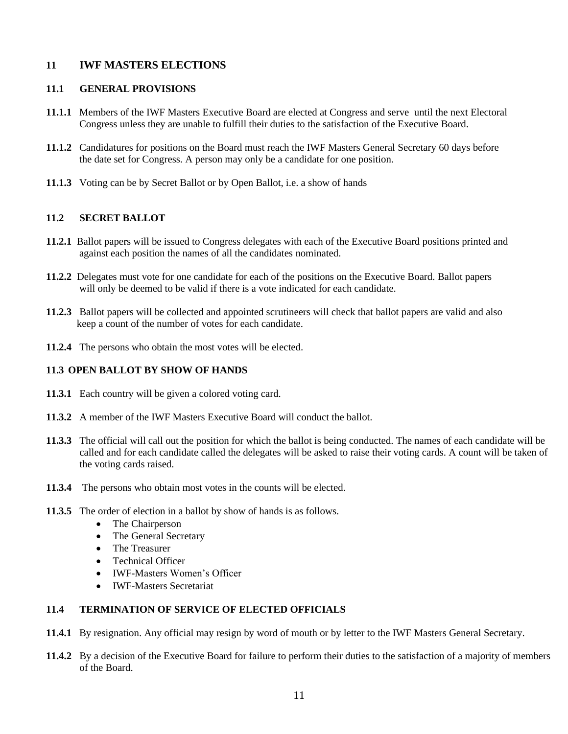## 11 IWF MASTERS ELECTIONS

### 11.1 GENERAL PROVISIONS

**11.1.1** Members of the IWF Masters Executive Board are elected at Congress and serve until the next Electoral Congress unless they are unable to fulfill their duties to the satisfaction of the Executive Board.

**11.1.2** Candidatures for positions on the Board must reach the IWF Masters General Secretary 60 days before the date set for Congress. A person may only be a candidate for one position.

**11.1.3** Voting can be by Secret Ballot or by Open Ballot, i.e. a show of hands

### 11.2 SECRET BALLOT

**11.2.1** Ballot papers will be issued to Congress delegates with each of the Executive Board positions printed and against each position the names of all the candidates nominated.

**11.2.2** Delegates must vote for one candidate for each of the positions on the Executive Board. Ballot papers will only be deemed to be valid if there is a vote indicated for each candidate.

**11.2.3** Ballot papers will be collected and appointed scrutineers will check that ballot papers are valid and also keep a count of the number of votes for each candidate.

**11.2.4** The persons who obtain the most votes will be elected.

### 11.3 OPEN BALLOT BY SHOW OF HANDS

**11.3.1** Each country will be given a colored voting card.

**11.3.2** A member of the IWF Masters Executive Board will conduct the ballot.

**11.3.3** The official will call out the position for which the ballot is being conducted. The names of each candidate will be called and for each candidate called the delegates will be asked to raise their voting cards. A count will be taken of the voting cards raised.

**11.3.4** The persons who obtain most votes in the counts will be elected.

**11.3.5** The order of election in a ballot by show of hands is as follows.

- The Chairperson
- The General Secretary
- The Treasurer
- Technical Officer
- IWF-Masters Women's Officer
- IWF-Masters Secretariat

### 11.4 TERMINATION OF SERVICE OF ELECTED OFFICIALS

**11.4.1** By resignation. Any official may resign by word of mouth or by letter to the IWF Masters General Secretary.

**11.4.2** By a decision of the Executive Board for failure to perform their duties to the satisfaction of a majority of members of the Board.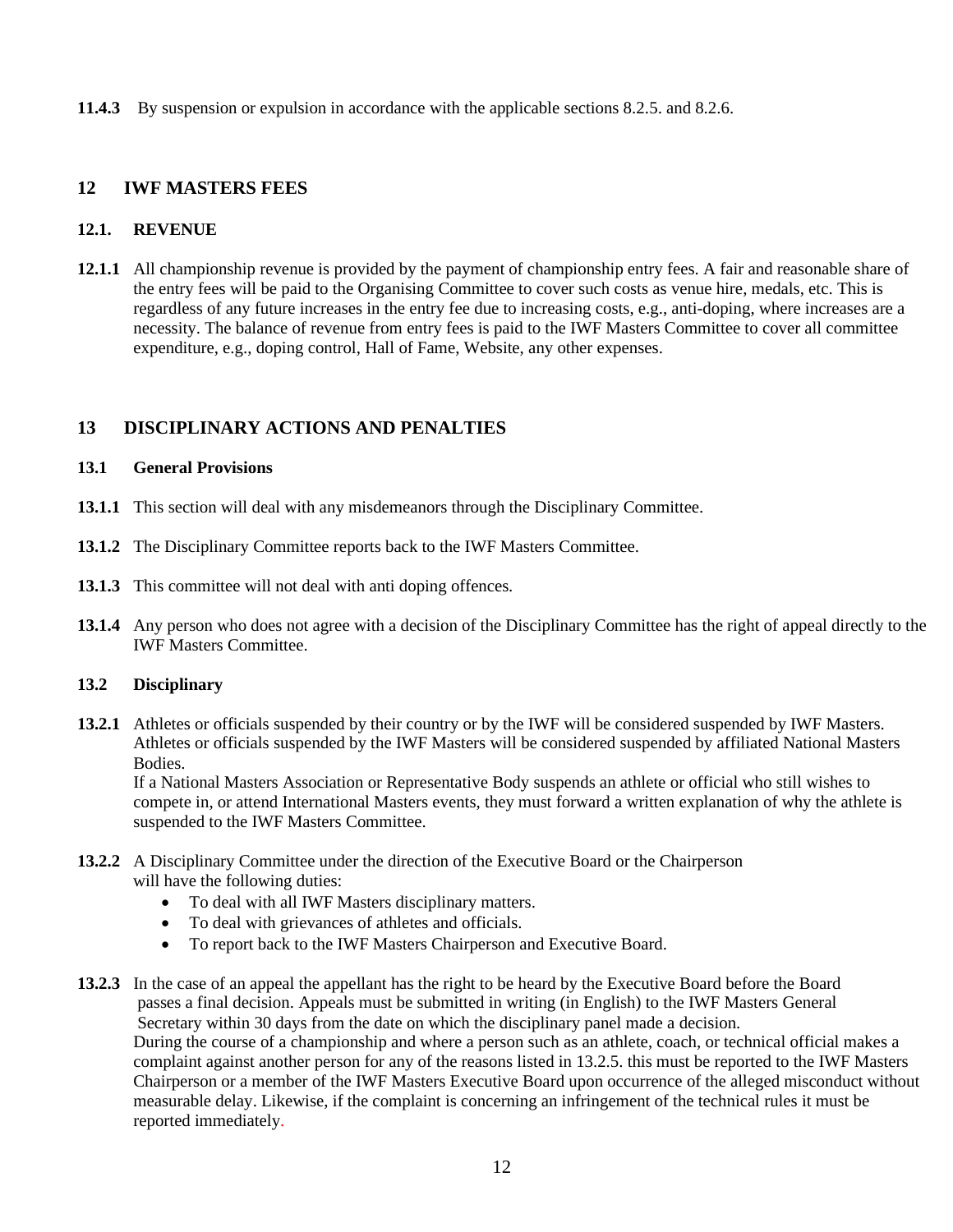**11.4.3** By suspension or expulsion in accordance with the applicable sections 8.2.5. and 8.2.6.

## 12 IWF MASTERS FEES

### 12.1. REVENUE

**12.1.1** All championship revenue is provided by the payment of championship entry fees. A fair and reasonable share of the entry fees will be paid to the Organising Committee to cover such costs as venue hire, medals, etc. This is regardless of any future increases in the entry fee due to increasing costs, e.g., anti-doping, where increases are a necessity. The balance of revenue from entry fees is paid to the IWF Masters Committee to cover all committee expenditure, e.g., doping control, Hall of Fame, Website, any other expenses.

## 13 DISCIPLINARY ACTIONS AND PENALTIES

### 13.1 General Provisions

**13.1.1** This section will deal with any misdemeanors through the Disciplinary Committee.

**13.1.2** The Disciplinary Committee reports back to the IWF Masters Committee.

**13.1.3** This committee will not deal with anti doping offences.

**13.1.4** Any person who does not agree with a decision of the Disciplinary Committee has the right of appeal directly to the IWF Masters Committee.

### 13.2 Disciplinary

**13.2.1** Athletes or officials suspended by their country or by the IWF will be considered suspended by IWF Masters. Athletes or officials suspended by the IWF Masters will be considered suspended by affiliated National Masters Bodies.
If a National Masters Association or Representative Body suspends an athlete or official who still wishes to compete in, or attend International Masters events, they must forward a written explanation of why the athlete is suspended to the IWF Masters Committee.

**13.2.2** A Disciplinary Committee under the direction of the Executive Board or the Chairperson will have the following duties:

- To deal with all IWF Masters disciplinary matters.
- To deal with grievances of athletes and officials.
- To report back to the IWF Masters Chairperson and Executive Board.

**13.2.3** In the case of an appeal the appellant has the right to be heard by the Executive Board before the Board passes a final decision. Appeals must be submitted in writing (in English) to the IWF Masters General Secretary within 30 days from the date on which the disciplinary panel made a decision.
During the course of a championship and where a person such as an athlete, coach, or technical official makes a complaint against another person for any of the reasons listed in 13.2.5. this must be reported to the IWF Masters Chairperson or a member of the IWF Masters Executive Board upon occurrence of the alleged misconduct without measurable delay. Likewise, if the complaint is concerning an infringement of the technical rules it must be reported immediately.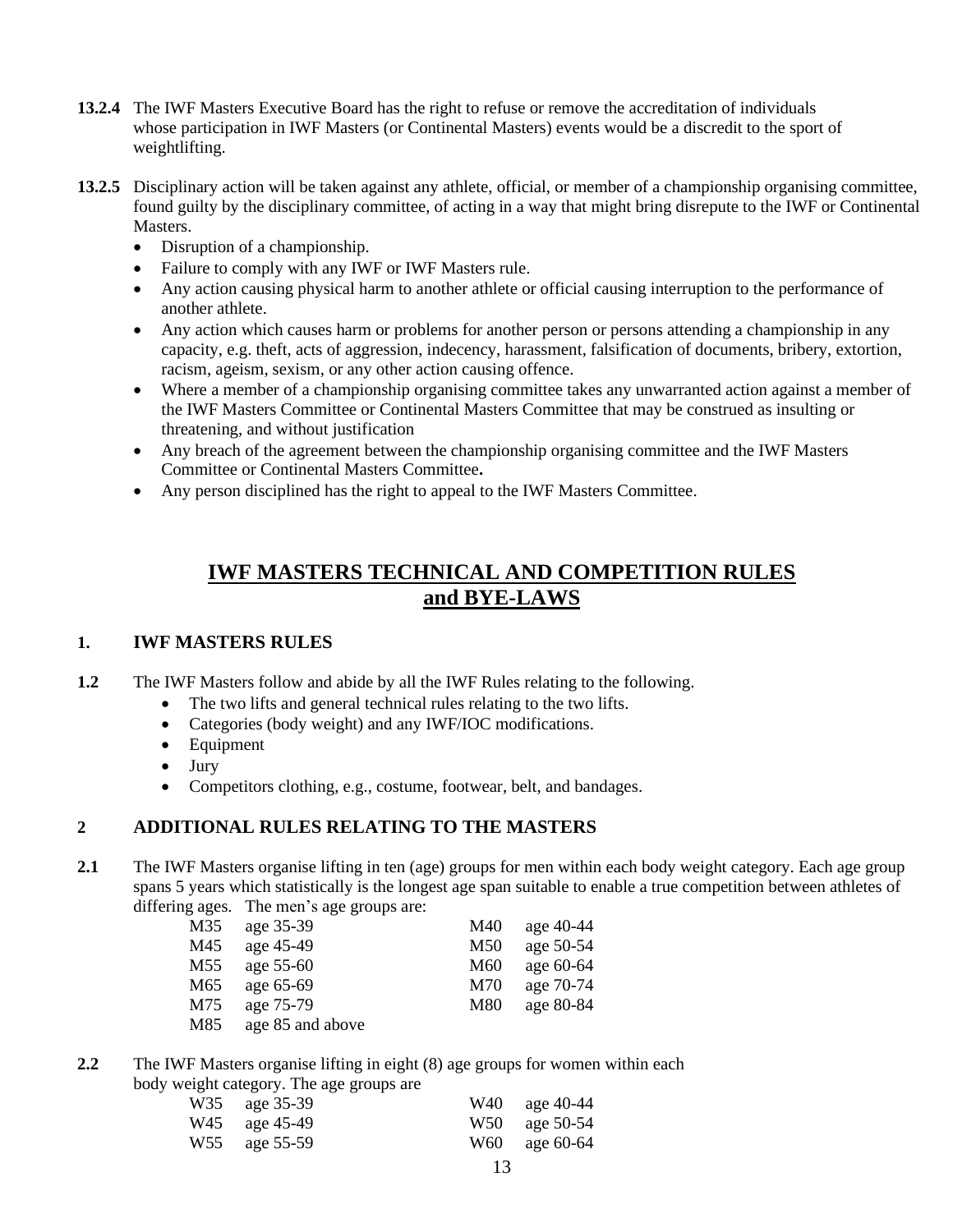**13.2.4** The IWF Masters Executive Board has the right to refuse or remove the accreditation of individuals whose participation in IWF Masters (or Continental Masters) events would be a discredit to the sport of weightlifting.

**13.2.5** Disciplinary action will be taken against any athlete, official, or member of a championship organising committee, found guilty by the disciplinary committee, of acting in a way that might bring disrepute to the IWF or Continental Masters.

- Disruption of a championship.
- Failure to comply with any IWF or IWF Masters rule.
- Any action causing physical harm to another athlete or official causing interruption to the performance of another athlete.
- Any action which causes harm or problems for another person or persons attending a championship in any capacity, e.g. theft, acts of aggression, indecency, harassment, falsification of documents, bribery, extortion, racism, ageism, sexism, or any other action causing offence.
- Where a member of a championship organising committee takes any unwarranted action against a member of the IWF Masters Committee or Continental Masters Committee that may be construed as insulting or threatening, and without justification
- Any breach of the agreement between the championship organising committee and the IWF Masters Committee or Continental Masters Committee**.**
- Any person disciplined has the right to appeal to the IWF Masters Committee.

# IWF MASTERS TECHNICAL AND COMPETITION RULES and BYE-LAWS

## 1. IWF MASTERS RULES

**1.2** The IWF Masters follow and abide by all the IWF Rules relating to the following.

- The two lifts and general technical rules relating to the two lifts.
- Categories (body weight) and any IWF/IOC modifications.
- Equipment
- Jury
- Competitors clothing, e.g., costume, footwear, belt, and bandages.

## 2 ADDITIONAL RULES RELATING TO THE MASTERS

**2.1** The IWF Masters organise lifting in ten (age) groups for men within each body weight category. Each age group spans 5 years which statistically is the longest age span suitable to enable a true competition between athletes of differing ages. The men's age groups are:

| | | | |
|---|---|---|---|
| M35 | age 35-39 | M40 | age 40-44 |
| M45 | age 45-49 | M50 | age 50-54 |
| M55 | age 55-60 | M60 | age 60-64 |
| M65 | age 65-69 | M70 | age 70-74 |
| M75 | age 75-79 | M80 | age 80-84 |
| M85 | age 85 and above | | |

**2.2** The IWF Masters organise lifting in eight (8) age groups for women within each body weight category. The age groups are

| | | | |
|---|---|---|---|
| W35 | age 35-39 | W40 | age 40-44 |
| W45 | age 45-49 | W50 | age 50-54 |
| W55 | age 55-59 | W60 | age 60-64 |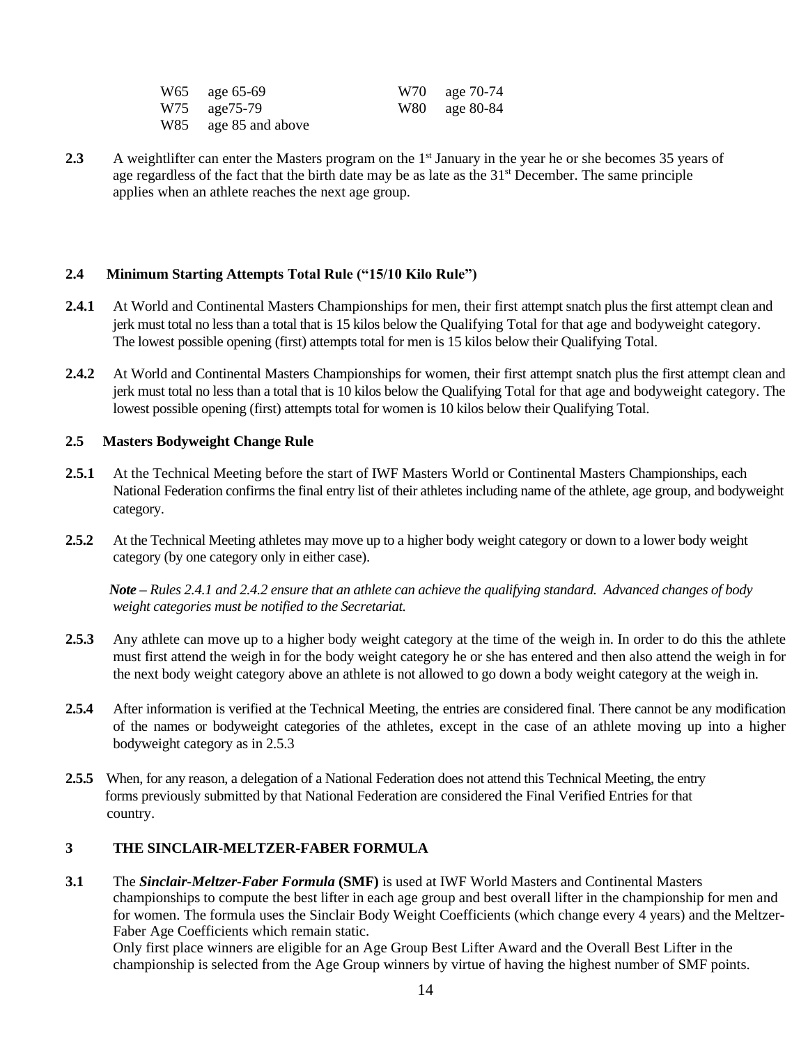| | | | |
|---|---|---|---|
| W65 | age 65-69 | W70 | age 70-74 |
| W75 | age75-79 | W80 | age 80-84 |
| W85 | age 85 and above | | |

**2.3** A weightlifter can enter the Masters program on the 1st January in the year he or she becomes 35 years of age regardless of the fact that the birth date may be as late as the 31st December. The same principle applies when an athlete reaches the next age group.

### 2.4 Minimum Starting Attempts Total Rule ("15/10 Kilo Rule")

**2.4.1** At World and Continental Masters Championships for men, their first attempt snatch plus the first attempt clean and jerk must total no less than a total that is 15 kilos below the Qualifying Total for that age and bodyweight category. The lowest possible opening (first) attempts total for men is 15 kilos below their Qualifying Total.

**2.4.2** At World and Continental Masters Championships for women, their first attempt snatch plus the first attempt clean and jerk must total no less than a total that is 10 kilos below the Qualifying Total for that age and bodyweight category. The lowest possible opening (first) attempts total for women is 10 kilos below their Qualifying Total.

### 2.5 Masters Bodyweight Change Rule

**2.5.1** At the Technical Meeting before the start of IWF Masters World or Continental Masters Championships, each National Federation confirms the final entry list of their athletes including name of the athlete, age group, and bodyweight category.

**2.5.2** At the Technical Meeting athletes may move up to a higher body weight category or down to a lower body weight category (by one category only in either case).

***Note** – Rules 2.4.1 and 2.4.2 ensure that an athlete can achieve the qualifying standard. Advanced changes of body weight categories must be notified to the Secretariat.*

**2.5.3** Any athlete can move up to a higher body weight category at the time of the weigh in. In order to do this the athlete must first attend the weigh in for the body weight category he or she has entered and then also attend the weigh in for the next body weight category above an athlete is not allowed to go down a body weight category at the weigh in.

**2.5.4** After information is verified at the Technical Meeting, the entries are considered final. There cannot be any modification of the names or bodyweight categories of the athletes, except in the case of an athlete moving up into a higher bodyweight category as in 2.5.3

**2.5.5** When, for any reason, a delegation of a National Federation does not attend this Technical Meeting, the entry forms previously submitted by that National Federation are considered the Final Verified Entries for that country.

## 3 THE SINCLAIR-MELTZER-FABER FORMULA

**3.1** The ***Sinclair-Meltzer-Faber Formula*** **(SMF)** is used at IWF World Masters and Continental Masters championships to compute the best lifter in each age group and best overall lifter in the championship for men and for women. The formula uses the Sinclair Body Weight Coefficients (which change every 4 years) and the Meltzer-Faber Age Coefficients which remain static.
Only first place winners are eligible for an Age Group Best Lifter Award and the Overall Best Lifter in the championship is selected from the Age Group winners by virtue of having the highest number of SMF points.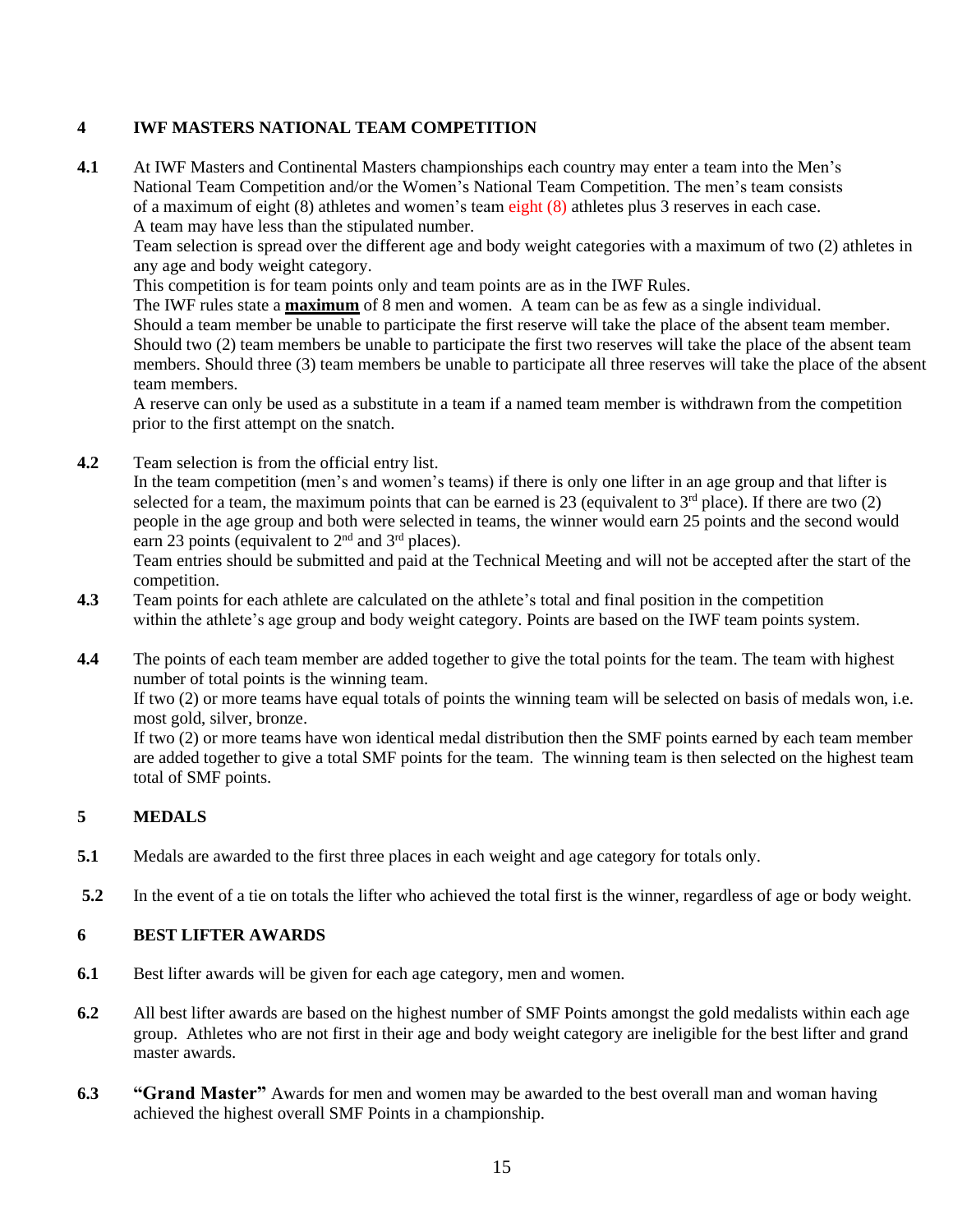## 4 IWF MASTERS NATIONAL TEAM COMPETITION

**4.1** At IWF Masters and Continental Masters championships each country may enter a team into the Men's National Team Competition and/or the Women's National Team Competition. The men's team consists of a maximum of eight (8) athletes and women's team eight (8) athletes plus 3 reserves in each case. A team may have less than the stipulated number.

Team selection is spread over the different age and body weight categories with a maximum of two (2) athletes in any age and body weight category.

This competition is for team points only and team points are as in the IWF Rules.

The IWF rules state a **maximum** of 8 men and women. A team can be as few as a single individual.

Should a team member be unable to participate the first reserve will take the place of the absent team member. Should two (2) team members be unable to participate the first two reserves will take the place of the absent team members. Should three (3) team members be unable to participate all three reserves will take the place of the absent team members.

A reserve can only be used as a substitute in a team if a named team member is withdrawn from the competition prior to the first attempt on the snatch.

**4.2** Team selection is from the official entry list.

In the team competition (men's and women's teams) if there is only one lifter in an age group and that lifter is selected for a team, the maximum points that can be earned is 23 (equivalent to 3rd place). If there are two (2) people in the age group and both were selected in teams, the winner would earn 25 points and the second would earn 23 points (equivalent to 2nd and 3rd places).

Team entries should be submitted and paid at the Technical Meeting and will not be accepted after the start of the competition.

**4.3** Team points for each athlete are calculated on the athlete's total and final position in the competition within the athlete's age group and body weight category. Points are based on the IWF team points system.

**4.4** The points of each team member are added together to give the total points for the team. The team with highest number of total points is the winning team.

If two (2) or more teams have equal totals of points the winning team will be selected on basis of medals won, i.e. most gold, silver, bronze.

If two (2) or more teams have won identical medal distribution then the SMF points earned by each team member are added together to give a total SMF points for the team. The winning team is then selected on the highest team total of SMF points.

## 5 MEDALS

**5.1** Medals are awarded to the first three places in each weight and age category for totals only.

**5.2** In the event of a tie on totals the lifter who achieved the total first is the winner, regardless of age or body weight.

## 6 BEST LIFTER AWARDS

**6.1** Best lifter awards will be given for each age category, men and women.

**6.2** All best lifter awards are based on the highest number of SMF Points amongst the gold medalists within each age group. Athletes who are not first in their age and body weight category are ineligible for the best lifter and grand master awards.

**6.3** **"Grand Master"** Awards for men and women may be awarded to the best overall man and woman having achieved the highest overall SMF Points in a championship.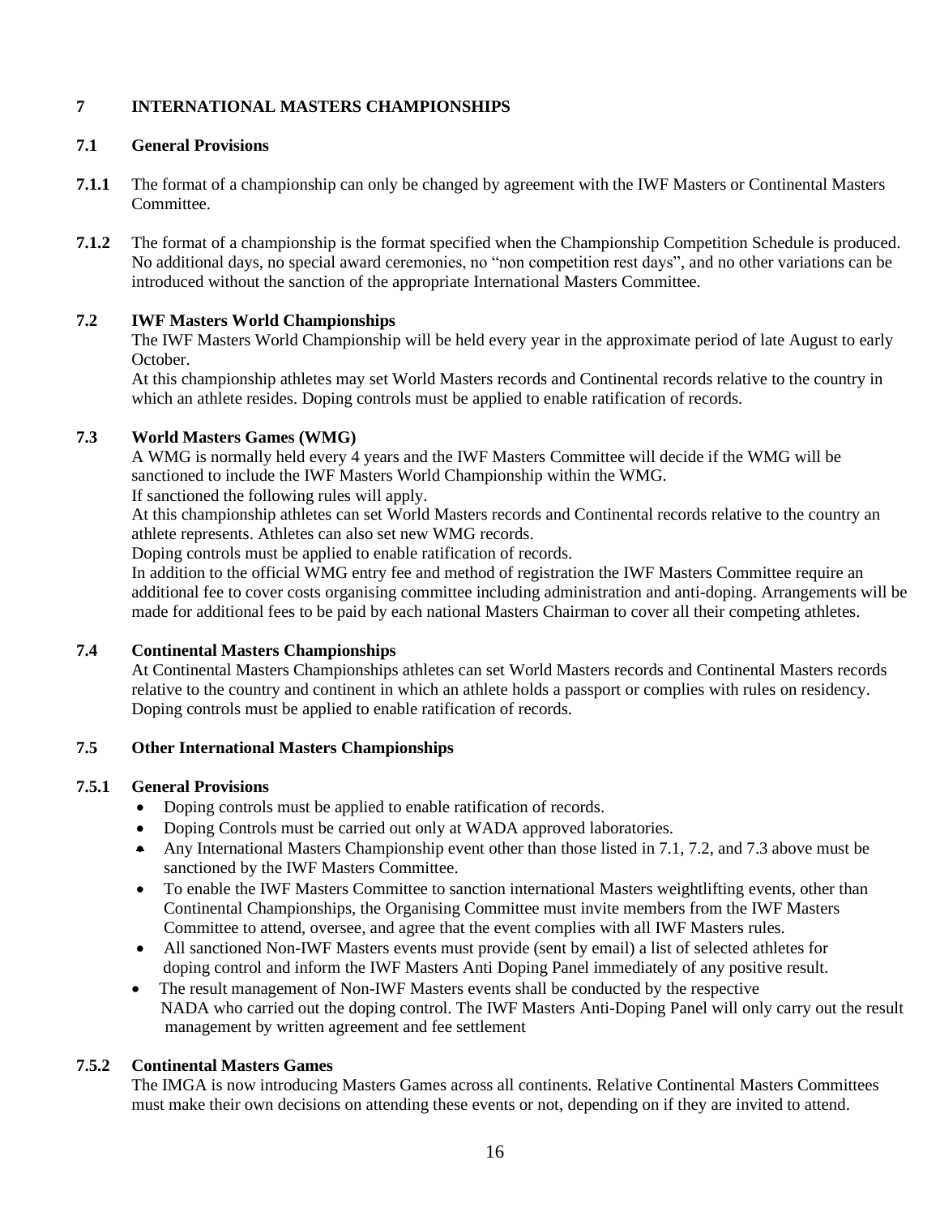## 7 INTERNATIONAL MASTERS CHAMPIONSHIPS

### 7.1 General Provisions

**7.1.1** The format of a championship can only be changed by agreement with the IWF Masters or Continental Masters Committee.

**7.1.2** The format of a championship is the format specified when the Championship Competition Schedule is produced. No additional days, no special award ceremonies, no "non competition rest days", and no other variations can be introduced without the sanction of the appropriate International Masters Committee.

### 7.2 IWF Masters World Championships

The IWF Masters World Championship will be held every year in the approximate period of late August to early October.

At this championship athletes may set World Masters records and Continental records relative to the country in which an athlete resides. Doping controls must be applied to enable ratification of records.

### 7.3 World Masters Games (WMG)

A WMG is normally held every 4 years and the IWF Masters Committee will decide if the WMG will be sanctioned to include the IWF Masters World Championship within the WMG.

If sanctioned the following rules will apply.

At this championship athletes can set World Masters records and Continental records relative to the country an athlete represents. Athletes can also set new WMG records.

Doping controls must be applied to enable ratification of records.

In addition to the official WMG entry fee and method of registration the IWF Masters Committee require an additional fee to cover costs organising committee including administration and anti-doping. Arrangements will be made for additional fees to be paid by each national Masters Chairman to cover all their competing athletes.

### 7.4 Continental Masters Championships

At Continental Masters Championships athletes can set World Masters records and Continental Masters records relative to the country and continent in which an athlete holds a passport or complies with rules on residency. Doping controls must be applied to enable ratification of records.

### 7.5 Other International Masters Championships

**7.5.1 General Provisions**

- Doping controls must be applied to enable ratification of records.
- Doping Controls must be carried out only at WADA approved laboratories.
- Any International Masters Championship event other than those listed in 7.1, 7.2, and 7.3 above must be sanctioned by the IWF Masters Committee.
- To enable the IWF Masters Committee to sanction international Masters weightlifting events, other than Continental Championships, the Organising Committee must invite members from the IWF Masters Committee to attend, oversee, and agree that the event complies with all IWF Masters rules.
- All sanctioned Non-IWF Masters events must provide (sent by email) a list of selected athletes for doping control and inform the IWF Masters Anti Doping Panel immediately of any positive result.
- The result management of Non-IWF Masters events shall be conducted by the respective NADA who carried out the doping control. The IWF Masters Anti-Doping Panel will only carry out the result management by written agreement and fee settlement

**7.5.2 Continental Masters Games**

The IMGA is now introducing Masters Games across all continents. Relative Continental Masters Committees must make their own decisions on attending these events or not, depending on if they are invited to attend.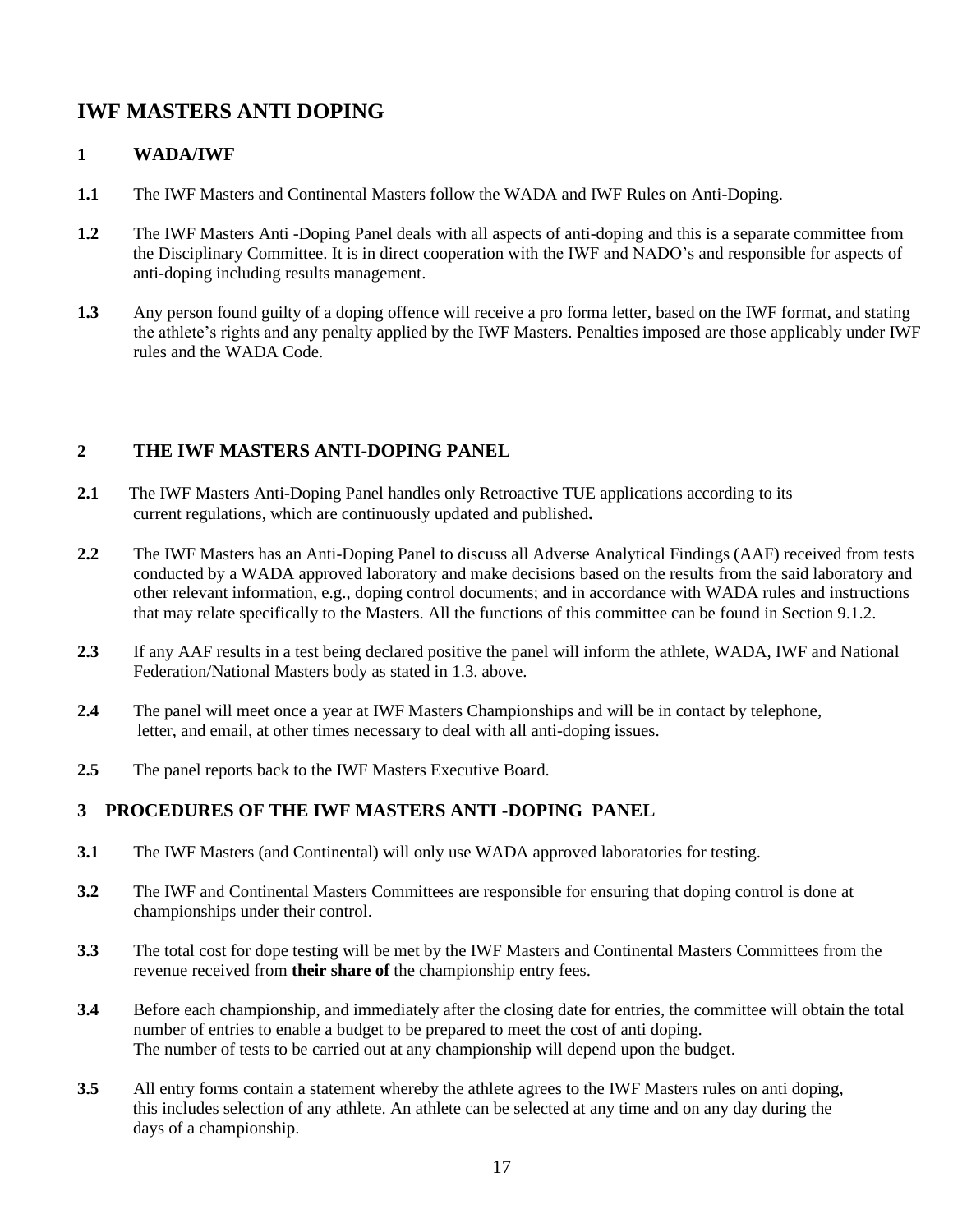# IWF MASTERS ANTI DOPING

## 1 WADA/IWF

**1.1** The IWF Masters and Continental Masters follow the WADA and IWF Rules on Anti-Doping.

**1.2** The IWF Masters Anti -Doping Panel deals with all aspects of anti-doping and this is a separate committee from the Disciplinary Committee. It is in direct cooperation with the IWF and NADO's and responsible for aspects of anti-doping including results management.

**1.3** Any person found guilty of a doping offence will receive a pro forma letter, based on the IWF format, and stating the athlete's rights and any penalty applied by the IWF Masters. Penalties imposed are those applicably under IWF rules and the WADA Code.

## 2 THE IWF MASTERS ANTI-DOPING PANEL

**2.1** The IWF Masters Anti-Doping Panel handles only Retroactive TUE applications according to its current regulations, which are continuously updated and published**.**

**2.2** The IWF Masters has an Anti-Doping Panel to discuss all Adverse Analytical Findings (AAF) received from tests conducted by a WADA approved laboratory and make decisions based on the results from the said laboratory and other relevant information, e.g., doping control documents; and in accordance with WADA rules and instructions that may relate specifically to the Masters. All the functions of this committee can be found in Section 9.1.2.

**2.3** If any AAF results in a test being declared positive the panel will inform the athlete, WADA, IWF and National Federation/National Masters body as stated in 1.3. above.

**2.4** The panel will meet once a year at IWF Masters Championships and will be in contact by telephone, letter, and email, at other times necessary to deal with all anti-doping issues.

**2.5** The panel reports back to the IWF Masters Executive Board.

## 3 PROCEDURES OF THE IWF MASTERS ANTI -DOPING PANEL

**3.1** The IWF Masters (and Continental) will only use WADA approved laboratories for testing.

**3.2** The IWF and Continental Masters Committees are responsible for ensuring that doping control is done at championships under their control.

**3.3** The total cost for dope testing will be met by the IWF Masters and Continental Masters Committees from the revenue received from **their share of** the championship entry fees.

**3.4** Before each championship, and immediately after the closing date for entries, the committee will obtain the total number of entries to enable a budget to be prepared to meet the cost of anti doping. The number of tests to be carried out at any championship will depend upon the budget.

**3.5** All entry forms contain a statement whereby the athlete agrees to the IWF Masters rules on anti doping, this includes selection of any athlete. An athlete can be selected at any time and on any day during the days of a championship.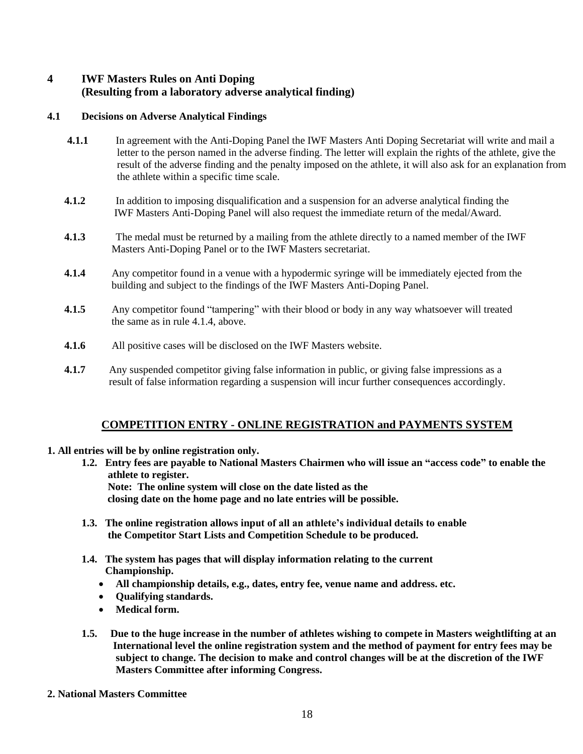## 4 IWF Masters Rules on Anti Doping (Resulting from a laboratory adverse analytical finding)

### 4.1 Decisions on Adverse Analytical Findings

**4.1.1** In agreement with the Anti-Doping Panel the IWF Masters Anti Doping Secretariat will write and mail a letter to the person named in the adverse finding. The letter will explain the rights of the athlete, give the result of the adverse finding and the penalty imposed on the athlete, it will also ask for an explanation from the athlete within a specific time scale.

**4.1.2** In addition to imposing disqualification and a suspension for an adverse analytical finding the IWF Masters Anti-Doping Panel will also request the immediate return of the medal/Award.

**4.1.3** The medal must be returned by a mailing from the athlete directly to a named member of the IWF Masters Anti-Doping Panel or to the IWF Masters secretariat.

**4.1.4** Any competitor found in a venue with a hypodermic syringe will be immediately ejected from the building and subject to the findings of the IWF Masters Anti-Doping Panel.

**4.1.5** Any competitor found "tampering" with their blood or body in any way whatsoever will treated the same as in rule 4.1.4, above.

**4.1.6** All positive cases will be disclosed on the IWF Masters website.

**4.1.7** Any suspended competitor giving false information in public, or giving false impressions as a result of false information regarding a suspension will incur further consequences accordingly.

## COMPETITION ENTRY - ONLINE REGISTRATION and PAYMENTS SYSTEM

**1. All entries will be by online registration only.**

**1.2. Entry fees are payable to National Masters Chairmen who will issue an "access code" to enable the athlete to register.**
**Note: The online system will close on the date listed as the closing date on the home page and no late entries will be possible.**

**1.3. The online registration allows input of all an athlete's individual details to enable the Competitor Start Lists and Competition Schedule to be produced.**

**1.4. The system has pages that will display information relating to the current Championship.**

- **All championship details, e.g., dates, entry fee, venue name and address. etc.**
- **Qualifying standards.**
- **Medical form.**

**1.5. Due to the huge increase in the number of athletes wishing to compete in Masters weightlifting at an International level the online registration system and the method of payment for entry fees may be subject to change. The decision to make and control changes will be at the discretion of the IWF Masters Committee after informing Congress.**

**2. National Masters Committee**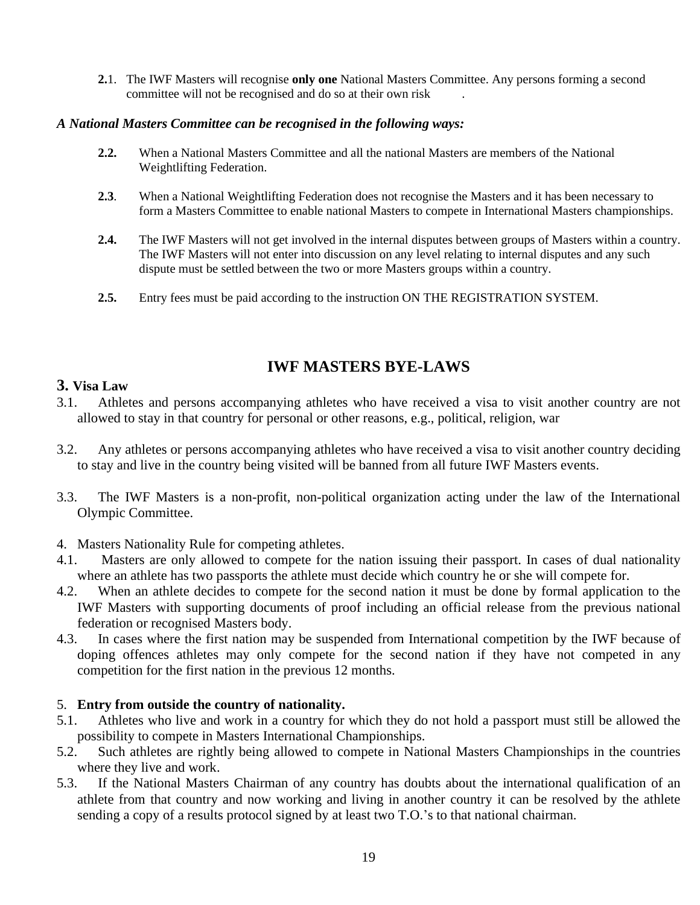**2.**1. The IWF Masters will recognise **only one** National Masters Committee. Any persons forming a second committee will not be recognised and do so at their own risk .

***A National Masters Committee can be recognised in the following ways:***

**2.2.** When a National Masters Committee and all the national Masters are members of the National Weightlifting Federation.

**2.3**. When a National Weightlifting Federation does not recognise the Masters and it has been necessary to form a Masters Committee to enable national Masters to compete in International Masters championships.

**2.4.** The IWF Masters will not get involved in the internal disputes between groups of Masters within a country. The IWF Masters will not enter into discussion on any level relating to internal disputes and any such dispute must be settled between the two or more Masters groups within a country.

**2.5.** Entry fees must be paid according to the instruction ON THE REGISTRATION SYSTEM.

## IWF MASTERS BYE-LAWS

### 3. Visa Law

3.1. Athletes and persons accompanying athletes who have received a visa to visit another country are not allowed to stay in that country for personal or other reasons, e.g., political, religion, war

3.2. Any athletes or persons accompanying athletes who have received a visa to visit another country deciding to stay and live in the country being visited will be banned from all future IWF Masters events.

3.3. The IWF Masters is a non-profit, non-political organization acting under the law of the International Olympic Committee.

4. Masters Nationality Rule for competing athletes.

4.1. Masters are only allowed to compete for the nation issuing their passport. In cases of dual nationality where an athlete has two passports the athlete must decide which country he or she will compete for.

4.2. When an athlete decides to compete for the second nation it must be done by formal application to the IWF Masters with supporting documents of proof including an official release from the previous national federation or recognised Masters body.

4.3. In cases where the first nation may be suspended from International competition by the IWF because of doping offences athletes may only compete for the second nation if they have not competed in any competition for the first nation in the previous 12 months.

5. **Entry from outside the country of nationality.**

5.1. Athletes who live and work in a country for which they do not hold a passport must still be allowed the possibility to compete in Masters International Championships.

5.2. Such athletes are rightly being allowed to compete in National Masters Championships in the countries where they live and work.

5.3. If the National Masters Chairman of any country has doubts about the international qualification of an athlete from that country and now working and living in another country it can be resolved by the athlete sending a copy of a results protocol signed by at least two T.O.'s to that national chairman.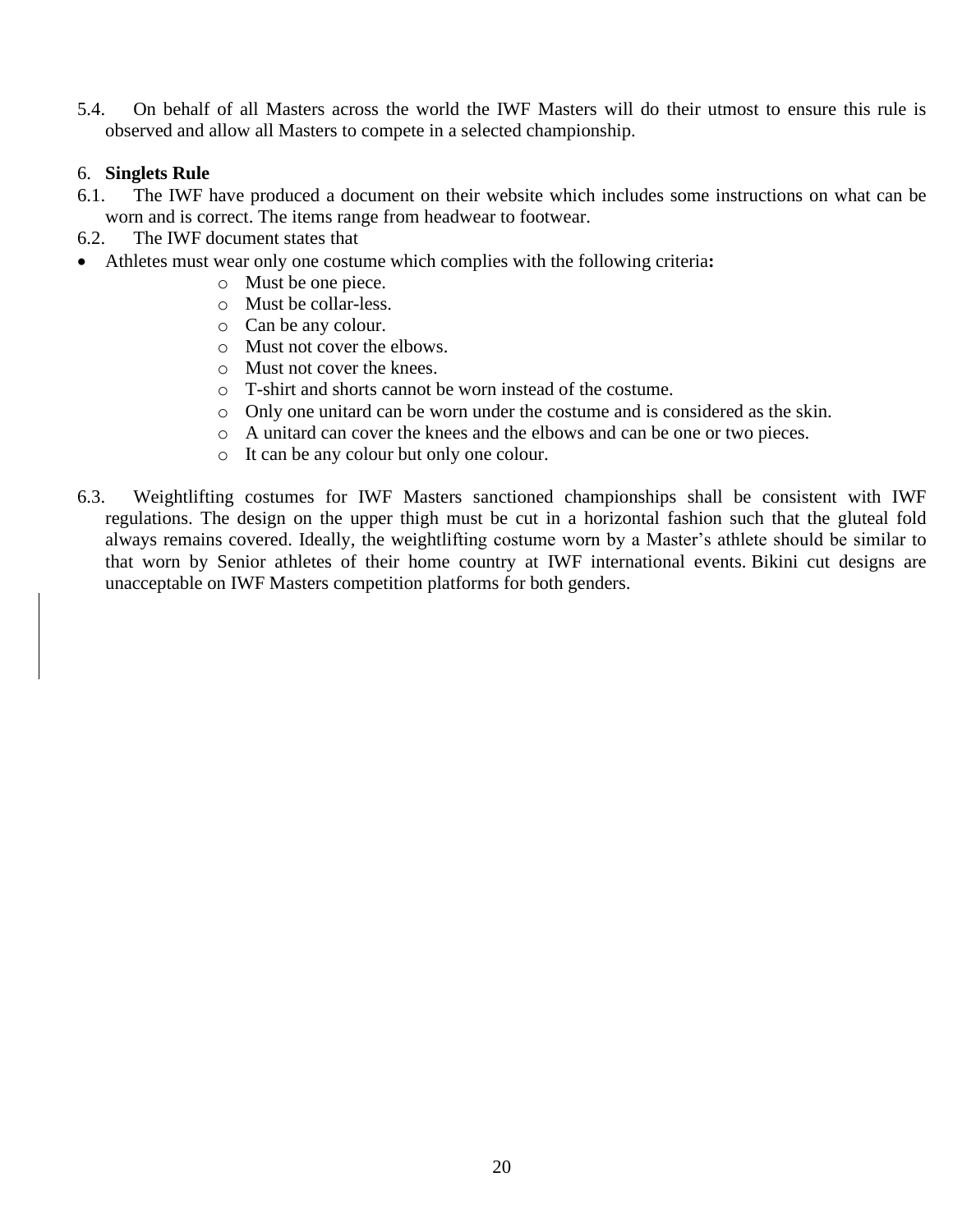5.4. On behalf of all Masters across the world the IWF Masters will do their utmost to ensure this rule is observed and allow all Masters to compete in a selected championship.

6. **Singlets Rule**

6.1. The IWF have produced a document on their website which includes some instructions on what can be worn and is correct. The items range from headwear to footwear.

6.2. The IWF document states that

- Athletes must wear only one costume which complies with the following criteria**:**
  - Must be one piece.
  - Must be collar-less.
  - Can be any colour.
  - Must not cover the elbows.
  - Must not cover the knees.
  - T-shirt and shorts cannot be worn instead of the costume.
  - Only one unitard can be worn under the costume and is considered as the skin.
  - A unitard can cover the knees and the elbows and can be one or two pieces.
  - It can be any colour but only one colour.

6.3. Weightlifting costumes for IWF Masters sanctioned championships shall be consistent with IWF regulations. The design on the upper thigh must be cut in a horizontal fashion such that the gluteal fold always remains covered. Ideally, the weightlifting costume worn by a Master's athlete should be similar to that worn by Senior athletes of their home country at IWF international events. Bikini cut designs are unacceptable on IWF Masters competition platforms for both genders.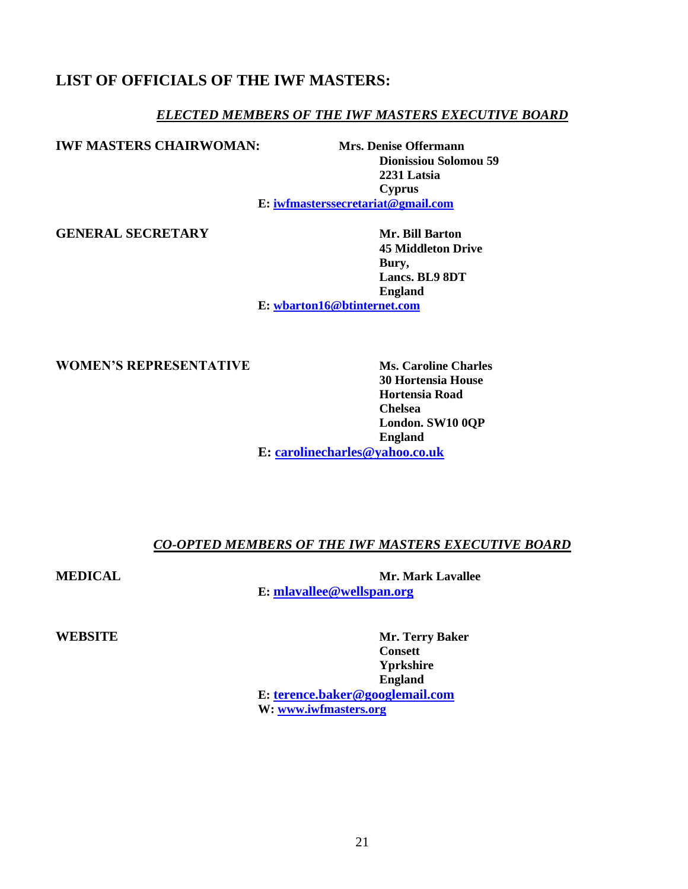## LIST OF OFFICIALS OF THE IWF MASTERS:

### *ELECTED MEMBERS OF THE IWF MASTERS EXECUTIVE BOARD*

**IWF MASTERS CHAIRWOMAN:**

**Mrs. Denise Offermann**
**Dionissiou Solomou 59**
**2231 Latsia**
**Cyprus**
**E: iwfmasterssecretariat@gmail.com**

**GENERAL SECRETARY**

**Mr. Bill Barton**
**45 Middleton Drive**
**Bury,**
**Lancs. BL9 8DT**
**England**
**E: wbarton16@btinternet.com**

**WOMEN'S REPRESENTATIVE**

**Ms. Caroline Charles**
**30 Hortensia House**
**Hortensia Road**
**Chelsea**
**London. SW10 0QP**
**England**
**E: carolinecharles@yahoo.co.uk**

### *CO-OPTED MEMBERS OF THE IWF MASTERS EXECUTIVE BOARD*

**MEDICAL**

**Mr. Mark Lavallee**
**E: mlavallee@wellspan.org**

**WEBSITE**

**Mr. Terry Baker**
**Consett**
**Yprkshire**
**England**
**E: terence.baker@googlemail.com**
**W: www.iwfmasters.org**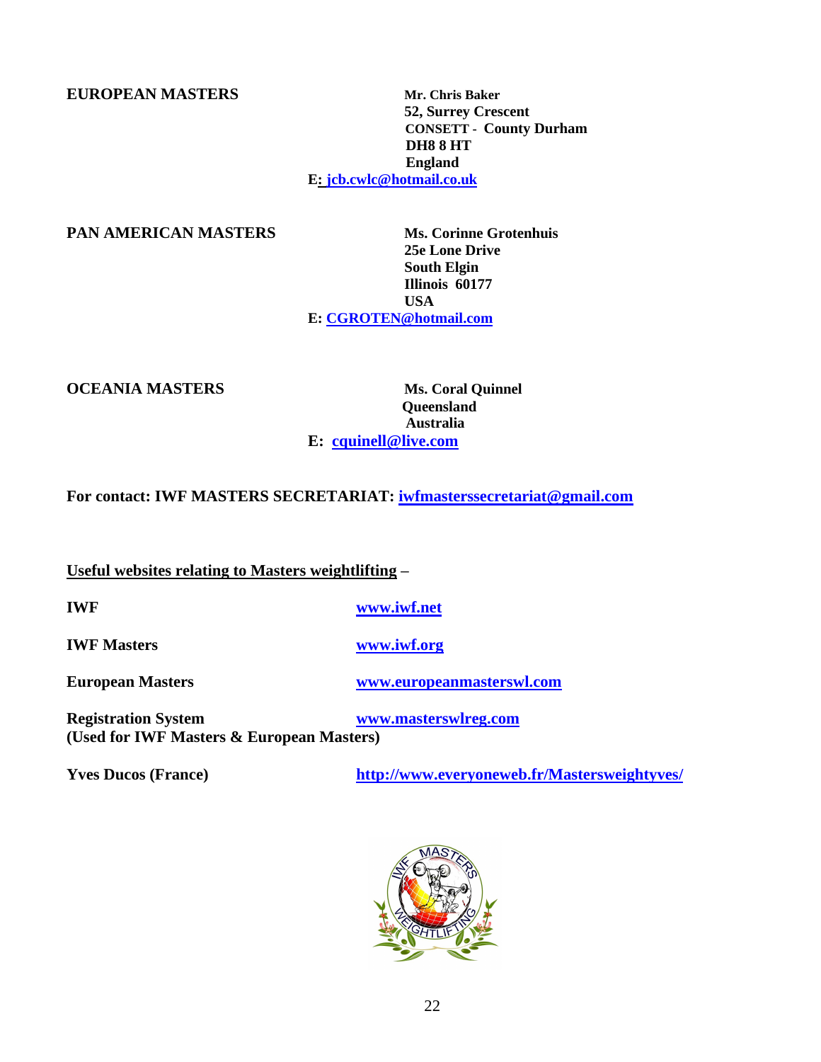**EUROPEAN MASTERS**

**Mr. Chris Baker**
**52, Surrey Crescent**
**CONSETT - County Durham**
**DH8 8 HT**
**England**
**E: jcb.cwlc@hotmail.co.uk**

**PAN AMERICAN MASTERS**

**Ms. Corinne Grotenhuis**
**25e Lone Drive**
**South Elgin**
**Illinois 60177**
**USA**
**E: CGROTEN@hotmail.com**

**OCEANIA MASTERS**

**Ms. Coral Quinnel**
**Queensland**
**Australia**
**E: cquinell@live.com**

**For contact: IWF MASTERS SECRETARIAT: iwfmasterssecretariat@gmail.com**

**Useful websites relating to Masters weightlifting –**

| | |
|---|---|
| **IWF** | **www.iwf.net** |
| **IWF Masters** | **www.iwf.org** |
| **European Masters** | **www.europeanmasterswl.com** |
| **Registration System (Used for IWF Masters & European Masters)** | **www.masterswlreg.com** |
| **Yves Ducos (France)** | **http://www.everyoneweb.fr/Mastersweightyves/** |